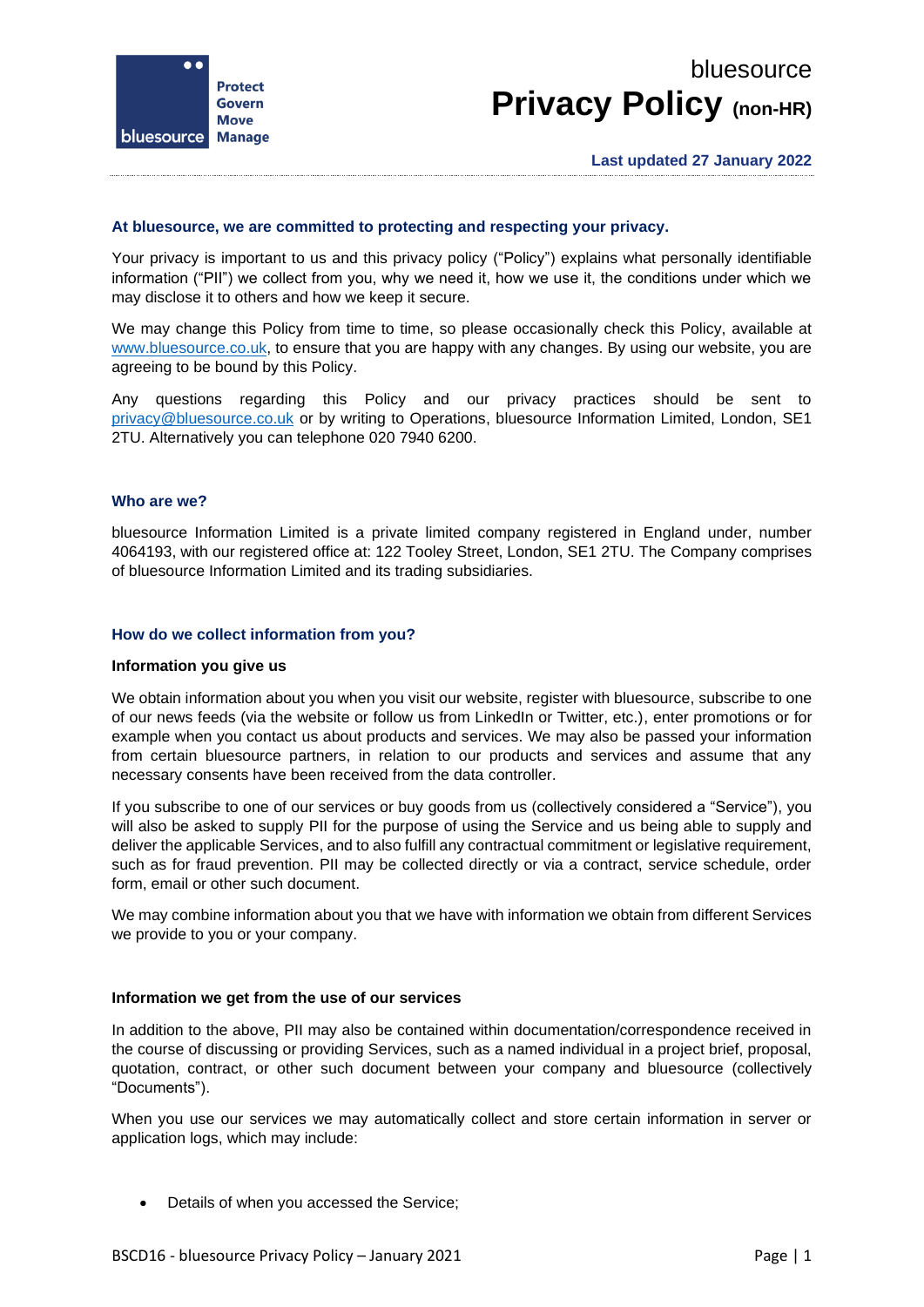# bluesource
# Privacy Policy (non-HR)

**Last updated 27 January 2022**

**At bluesource, we are committed to protecting and respecting your privacy.**

Your privacy is important to us and this privacy policy ("Policy") explains what personally identifiable information ("PII") we collect from you, why we need it, how we use it, the conditions under which we may disclose it to others and how we keep it secure.

We may change this Policy from time to time, so please occasionally check this Policy, available at www.bluesource.co.uk, to ensure that you are happy with any changes. By using our website, you are agreeing to be bound by this Policy.

Any questions regarding this Policy and our privacy practices should be sent to privacy@bluesource.co.uk or by writing to Operations, bluesource Information Limited, London, SE1 2TU. Alternatively you can telephone 020 7940 6200.

## Who are we?

bluesource Information Limited is a private limited company registered in England under, number 4064193, with our registered office at: 122 Tooley Street, London, SE1 2TU. The Company comprises of bluesource Information Limited and its trading subsidiaries.

## How do we collect information from you?

### Information you give us

We obtain information about you when you visit our website, register with bluesource, subscribe to one of our news feeds (via the website or follow us from LinkedIn or Twitter, etc.), enter promotions or for example when you contact us about products and services. We may also be passed your information from certain bluesource partners, in relation to our products and services and assume that any necessary consents have been received from the data controller.

If you subscribe to one of our services or buy goods from us (collectively considered a "Service"), you will also be asked to supply PII for the purpose of using the Service and us being able to supply and deliver the applicable Services, and to also fulfill any contractual commitment or legislative requirement, such as for fraud prevention. PII may be collected directly or via a contract, service schedule, order form, email or other such document.

We may combine information about you that we have with information we obtain from different Services we provide to you or your company.

### Information we get from the use of our services

In addition to the above, PII may also be contained within documentation/correspondence received in the course of discussing or providing Services, such as a named individual in a project brief, proposal, quotation, contract, or other such document between your company and bluesource (collectively "Documents").

When you use our services we may automatically collect and store certain information in server or application logs, which may include:

- Details of when you accessed the Service;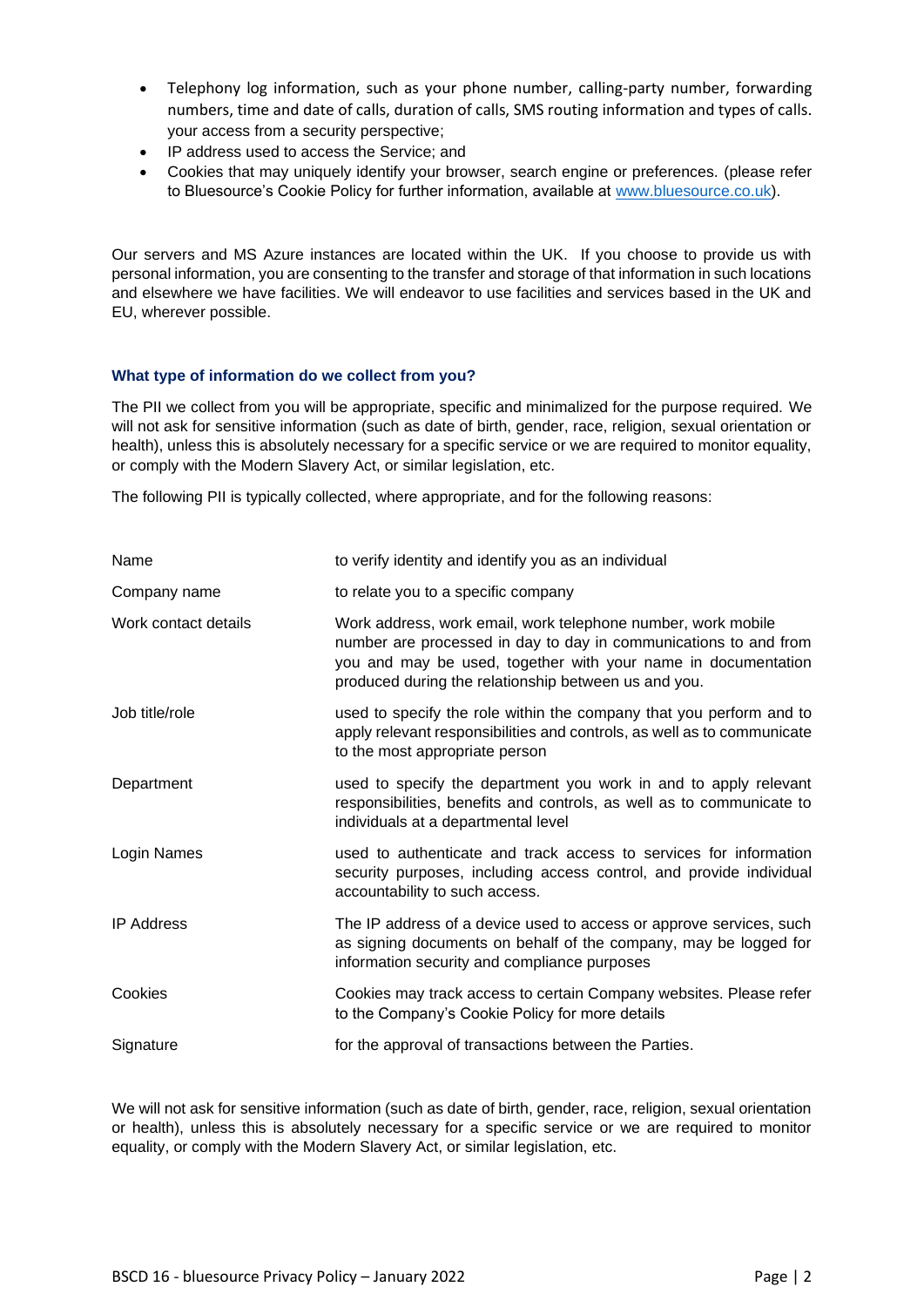- Telephony log information, such as your phone number, calling-party number, forwarding numbers, time and date of calls, duration of calls, SMS routing information and types of calls. your access from a security perspective;
- IP address used to access the Service; and
- Cookies that may uniquely identify your browser, search engine or preferences. (please refer to Bluesource's Cookie Policy for further information, available at [www.bluesource.co.uk](http://www.bluesource.co.uk)).

Our servers and MS Azure instances are located within the UK. If you choose to provide us with personal information, you are consenting to the transfer and storage of that information in such locations and elsewhere we have facilities. We will endeavor to use facilities and services based in the UK and EU, wherever possible.

### What type of information do we collect from you?

The PII we collect from you will be appropriate, specific and minimalized for the purpose required. We will not ask for sensitive information (such as date of birth, gender, race, religion, sexual orientation or health), unless this is absolutely necessary for a specific service or we are required to monitor equality, or comply with the Modern Slavery Act, or similar legislation, etc.

The following PII is typically collected, where appropriate, and for the following reasons:

| | |
|---|---|
| Name | to verify identity and identify you as an individual |
| Company name | to relate you to a specific company |
| Work contact details | Work address, work email, work telephone number, work mobile number are processed in day to day in communications to and from you and may be used, together with your name in documentation produced during the relationship between us and you. |
| Job title/role | used to specify the role within the company that you perform and to apply relevant responsibilities and controls, as well as to communicate to the most appropriate person |
| Department | used to specify the department you work in and to apply relevant responsibilities, benefits and controls, as well as to communicate to individuals at a departmental level |
| Login Names | used to authenticate and track access to services for information security purposes, including access control, and provide individual accountability to such access. |
| IP Address | The IP address of a device used to access or approve services, such as signing documents on behalf of the company, may be logged for information security and compliance purposes |
| Cookies | Cookies may track access to certain Company websites. Please refer to the Company's Cookie Policy for more details |
| Signature | for the approval of transactions between the Parties. |

We will not ask for sensitive information (such as date of birth, gender, race, religion, sexual orientation or health), unless this is absolutely necessary for a specific service or we are required to monitor equality, or comply with the Modern Slavery Act, or similar legislation, etc.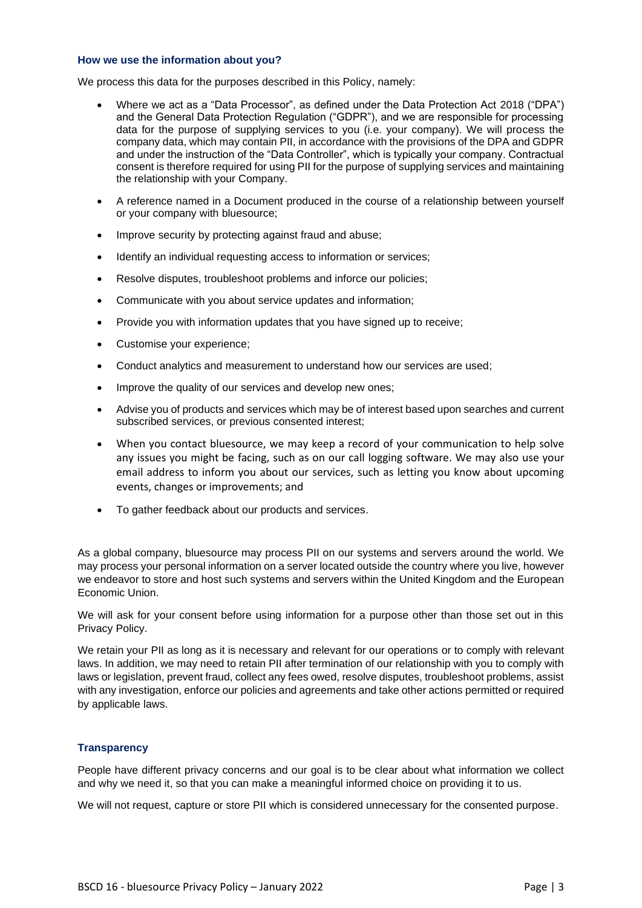### How we use the information about you?

We process this data for the purposes described in this Policy, namely:

- Where we act as a "Data Processor", as defined under the Data Protection Act 2018 ("DPA") and the General Data Protection Regulation ("GDPR"), and we are responsible for processing data for the purpose of supplying services to you (i.e. your company). We will process the company data, which may contain PII, in accordance with the provisions of the DPA and GDPR and under the instruction of the "Data Controller", which is typically your company. Contractual consent is therefore required for using PII for the purpose of supplying services and maintaining the relationship with your Company.
- A reference named in a Document produced in the course of a relationship between yourself or your company with bluesource;
- Improve security by protecting against fraud and abuse;
- Identify an individual requesting access to information or services;
- Resolve disputes, troubleshoot problems and inforce our policies;
- Communicate with you about service updates and information;
- Provide you with information updates that you have signed up to receive;
- Customise your experience;
- Conduct analytics and measurement to understand how our services are used;
- Improve the quality of our services and develop new ones;
- Advise you of products and services which may be of interest based upon searches and current subscribed services, or previous consented interest;
- When you contact bluesource, we may keep a record of your communication to help solve any issues you might be facing, such as on our call logging software. We may also use your email address to inform you about our services, such as letting you know about upcoming events, changes or improvements; and
- To gather feedback about our products and services.

As a global company, bluesource may process PII on our systems and servers around the world. We may process your personal information on a server located outside the country where you live, however we endeavor to store and host such systems and servers within the United Kingdom and the European Economic Union.

We will ask for your consent before using information for a purpose other than those set out in this Privacy Policy.

We retain your PII as long as it is necessary and relevant for our operations or to comply with relevant laws. In addition, we may need to retain PII after termination of our relationship with you to comply with laws or legislation, prevent fraud, collect any fees owed, resolve disputes, troubleshoot problems, assist with any investigation, enforce our policies and agreements and take other actions permitted or required by applicable laws.

### Transparency

People have different privacy concerns and our goal is to be clear about what information we collect and why we need it, so that you can make a meaningful informed choice on providing it to us.

We will not request, capture or store PII which is considered unnecessary for the consented purpose.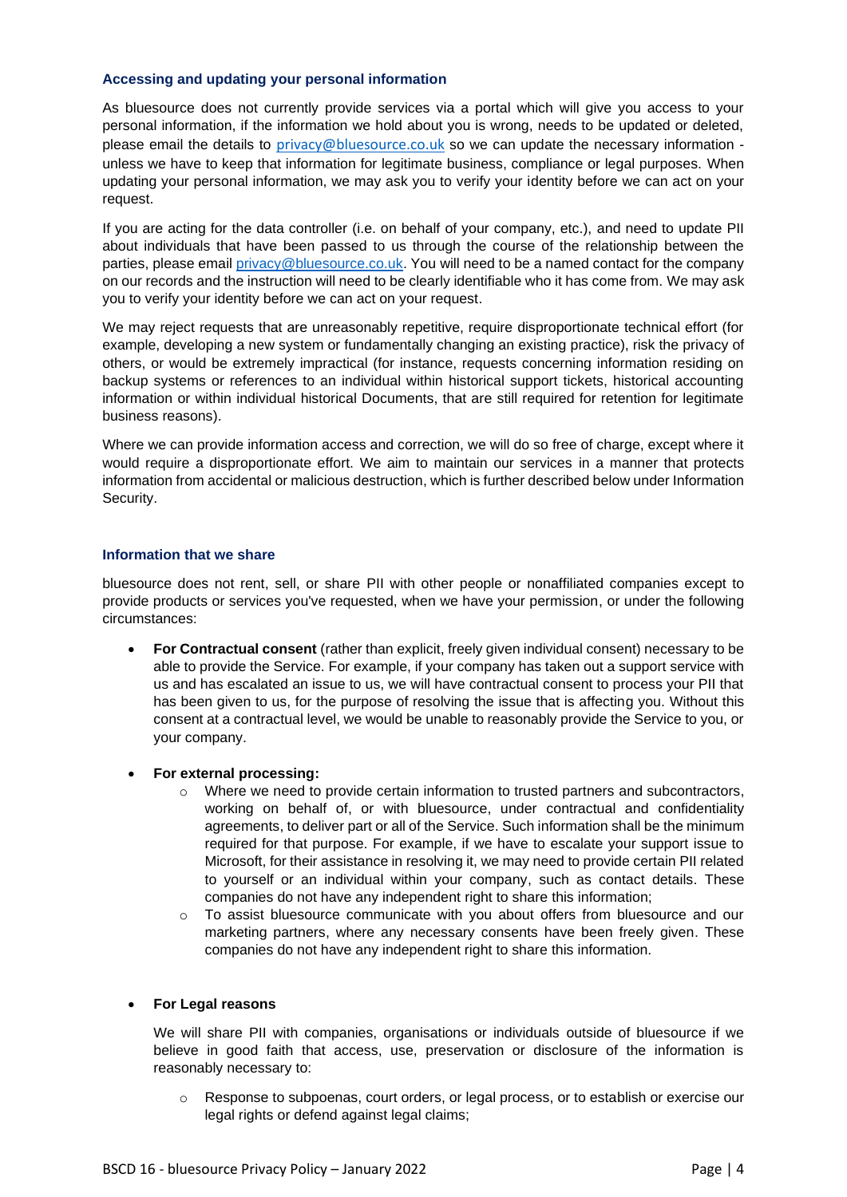### Accessing and updating your personal information

As bluesource does not currently provide services via a portal which will give you access to your personal information, if the information we hold about you is wrong, needs to be updated or deleted, please email the details to privacy@bluesource.co.uk so we can update the necessary information - unless we have to keep that information for legitimate business, compliance or legal purposes. When updating your personal information, we may ask you to verify your identity before we can act on your request.

If you are acting for the data controller (i.e. on behalf of your company, etc.), and need to update PII about individuals that have been passed to us through the course of the relationship between the parties, please email privacy@bluesource.co.uk. You will need to be a named contact for the company on our records and the instruction will need to be clearly identifiable who it has come from. We may ask you to verify your identity before we can act on your request.

We may reject requests that are unreasonably repetitive, require disproportionate technical effort (for example, developing a new system or fundamentally changing an existing practice), risk the privacy of others, or would be extremely impractical (for instance, requests concerning information residing on backup systems or references to an individual within historical support tickets, historical accounting information or within individual historical Documents, that are still required for retention for legitimate business reasons).

Where we can provide information access and correction, we will do so free of charge, except where it would require a disproportionate effort. We aim to maintain our services in a manner that protects information from accidental or malicious destruction, which is further described below under Information Security.

### Information that we share

bluesource does not rent, sell, or share PII with other people or nonaffiliated companies except to provide products or services you've requested, when we have your permission, or under the following circumstances:

- **For Contractual consent** (rather than explicit, freely given individual consent) necessary to be able to provide the Service. For example, if your company has taken out a support service with us and has escalated an issue to us, we will have contractual consent to process your PII that has been given to us, for the purpose of resolving the issue that is affecting you. Without this consent at a contractual level, we would be unable to reasonably provide the Service to you, or your company.

- **For external processing:**
  - Where we need to provide certain information to trusted partners and subcontractors, working on behalf of, or with bluesource, under contractual and confidentiality agreements, to deliver part or all of the Service. Such information shall be the minimum required for that purpose. For example, if we have to escalate your support issue to Microsoft, for their assistance in resolving it, we may need to provide certain PII related to yourself or an individual within your company, such as contact details. These companies do not have any independent right to share this information;
  - To assist bluesource communicate with you about offers from bluesource and our marketing partners, where any necessary consents have been freely given. These companies do not have any independent right to share this information.

- **For Legal reasons**

  We will share PII with companies, organisations or individuals outside of bluesource if we believe in good faith that access, use, preservation or disclosure of the information is reasonably necessary to:

  - Response to subpoenas, court orders, or legal process, or to establish or exercise our legal rights or defend against legal claims;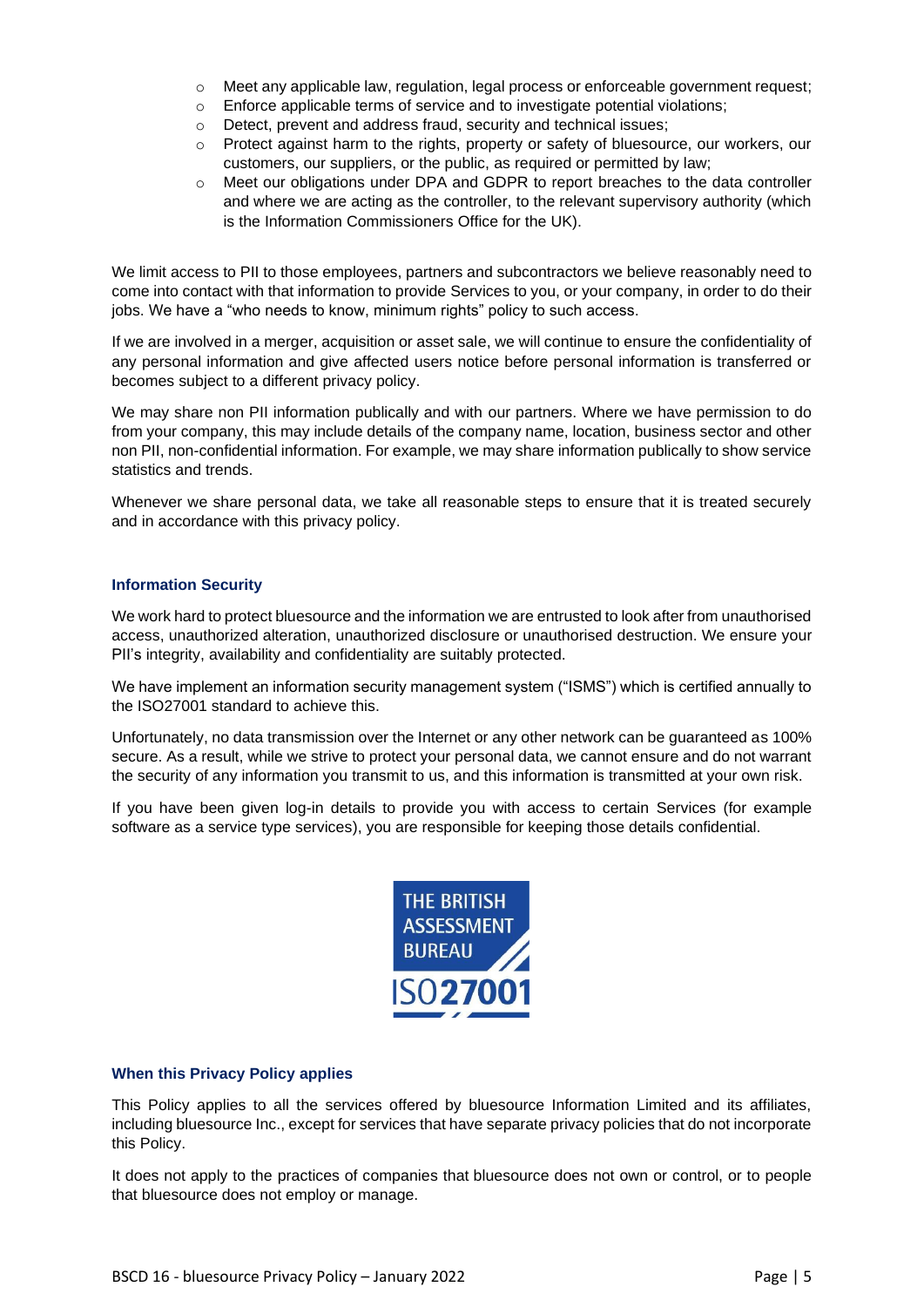- Meet any applicable law, regulation, legal process or enforceable government request;
- Enforce applicable terms of service and to investigate potential violations;
- Detect, prevent and address fraud, security and technical issues;
- Protect against harm to the rights, property or safety of bluesource, our workers, our customers, our suppliers, or the public, as required or permitted by law;
- Meet our obligations under DPA and GDPR to report breaches to the data controller and where we are acting as the controller, to the relevant supervisory authority (which is the Information Commissioners Office for the UK).

We limit access to PII to those employees, partners and subcontractors we believe reasonably need to come into contact with that information to provide Services to you, or your company, in order to do their jobs. We have a "who needs to know, minimum rights" policy to such access.

If we are involved in a merger, acquisition or asset sale, we will continue to ensure the confidentiality of any personal information and give affected users notice before personal information is transferred or becomes subject to a different privacy policy.

We may share non PII information publically and with our partners. Where we have permission to do from your company, this may include details of the company name, location, business sector and other non PII, non-confidential information. For example, we may share information publically to show service statistics and trends.

Whenever we share personal data, we take all reasonable steps to ensure that it is treated securely and in accordance with this privacy policy.

### Information Security

We work hard to protect bluesource and the information we are entrusted to look after from unauthorised access, unauthorized alteration, unauthorized disclosure or unauthorised destruction. We ensure your PII's integrity, availability and confidentiality are suitably protected.

We have implement an information security management system ("ISMS") which is certified annually to the ISO27001 standard to achieve this.

Unfortunately, no data transmission over the Internet or any other network can be guaranteed as 100% secure. As a result, while we strive to protect your personal data, we cannot ensure and do not warrant the security of any information you transmit to us, and this information is transmitted at your own risk.

If you have been given log-in details to provide you with access to certain Services (for example software as a service type services), you are responsible for keeping those details confidential.

THE BRITISH ASSESSMENT BUREAU ISO27001

### When this Privacy Policy applies

This Policy applies to all the services offered by bluesource Information Limited and its affiliates, including bluesource Inc., except for services that have separate privacy policies that do not incorporate this Policy.

It does not apply to the practices of companies that bluesource does not own or control, or to people that bluesource does not employ or manage.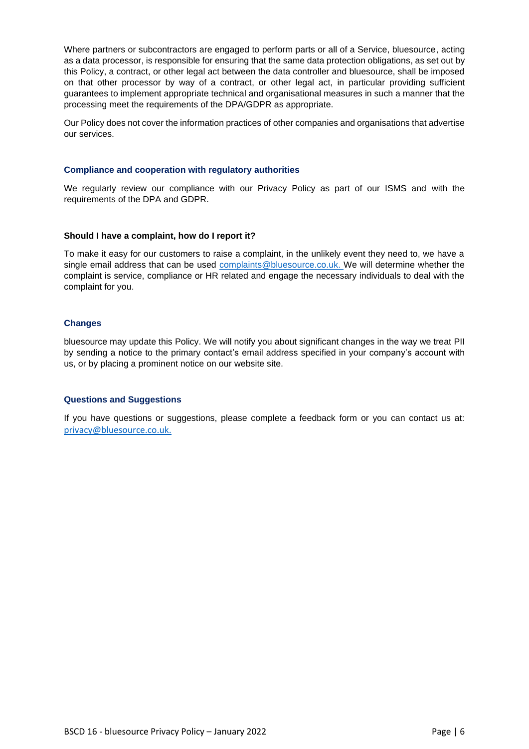Where partners or subcontractors are engaged to perform parts or all of a Service, bluesource, acting as a data processor, is responsible for ensuring that the same data protection obligations, as set out by this Policy, a contract, or other legal act between the data controller and bluesource, shall be imposed on that other processor by way of a contract, or other legal act, in particular providing sufficient guarantees to implement appropriate technical and organisational measures in such a manner that the processing meet the requirements of the DPA/GDPR as appropriate.

Our Policy does not cover the information practices of other companies and organisations that advertise our services.

### Compliance and cooperation with regulatory authorities

We regularly review our compliance with our Privacy Policy as part of our ISMS and with the requirements of the DPA and GDPR.

### Should I have a complaint, how do I report it?

To make it easy for our customers to raise a complaint, in the unlikely event they need to, we have a single email address that can be used complaints@bluesource.co.uk. We will determine whether the complaint is service, compliance or HR related and engage the necessary individuals to deal with the complaint for you.

### Changes

bluesource may update this Policy. We will notify you about significant changes in the way we treat PII by sending a notice to the primary contact's email address specified in your company's account with us, or by placing a prominent notice on our website site.

### Questions and Suggestions

If you have questions or suggestions, please complete a feedback form or you can contact us at: privacy@bluesource.co.uk.